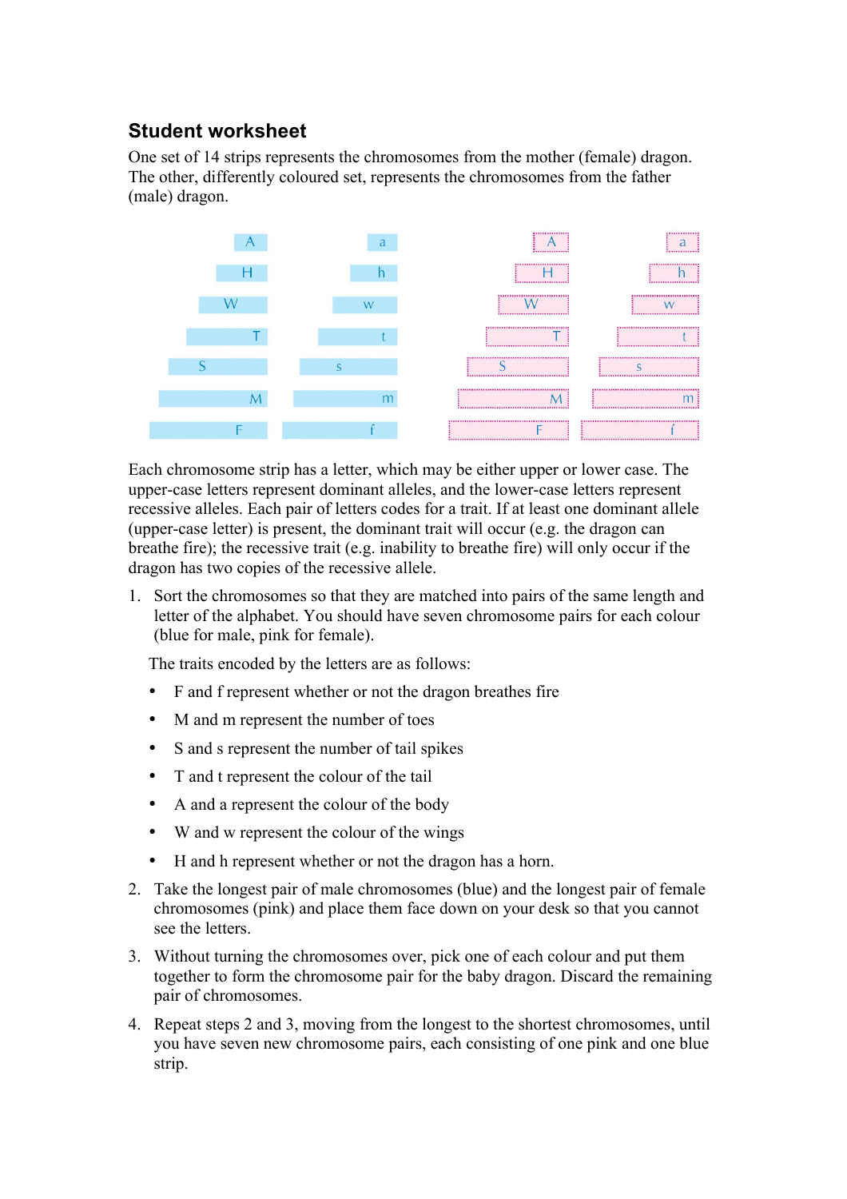## Student worksheet

One set of 14 strips represents the chromosomes from the mother (female) dragon. The other, differently coloured set, represents the chromosomes from the father (male) dragon.

| Blue | Blue | Pink | Pink |
| --- | --- | --- | --- |
| A | a | A | a |
| H | h | H | h |
| W | w | W | w |
| T | t | T | t |
| S | s | S | s |
| M | m | M | m |
| F | f | F | f |

Each chromosome strip has a letter, which may be either upper or lower case. The upper-case letters represent dominant alleles, and the lower-case letters represent recessive alleles. Each pair of letters codes for a trait. If at least one dominant allele (upper-case letter) is present, the dominant trait will occur (e.g. the dragon can breathe fire); the recessive trait (e.g. inability to breathe fire) will only occur if the dragon has two copies of the recessive allele.

1. Sort the chromosomes so that they are matched into pairs of the same length and letter of the alphabet. You should have seven chromosome pairs for each colour (blue for male, pink for female).

   The traits encoded by the letters are as follows:

   - F and f represent whether or not the dragon breathes fire
   - M and m represent the number of toes
   - S and s represent the number of tail spikes
   - T and t represent the colour of the tail
   - A and a represent the colour of the body
   - W and w represent the colour of the wings
   - H and h represent whether or not the dragon has a horn.

2. Take the longest pair of male chromosomes (blue) and the longest pair of female chromosomes (pink) and place them face down on your desk so that you cannot see the letters.
3. Without turning the chromosomes over, pick one of each colour and put them together to form the chromosome pair for the baby dragon. Discard the remaining pair of chromosomes.
4. Repeat steps 2 and 3, moving from the longest to the shortest chromosomes, until you have seven new chromosome pairs, each consisting of one pink and one blue strip.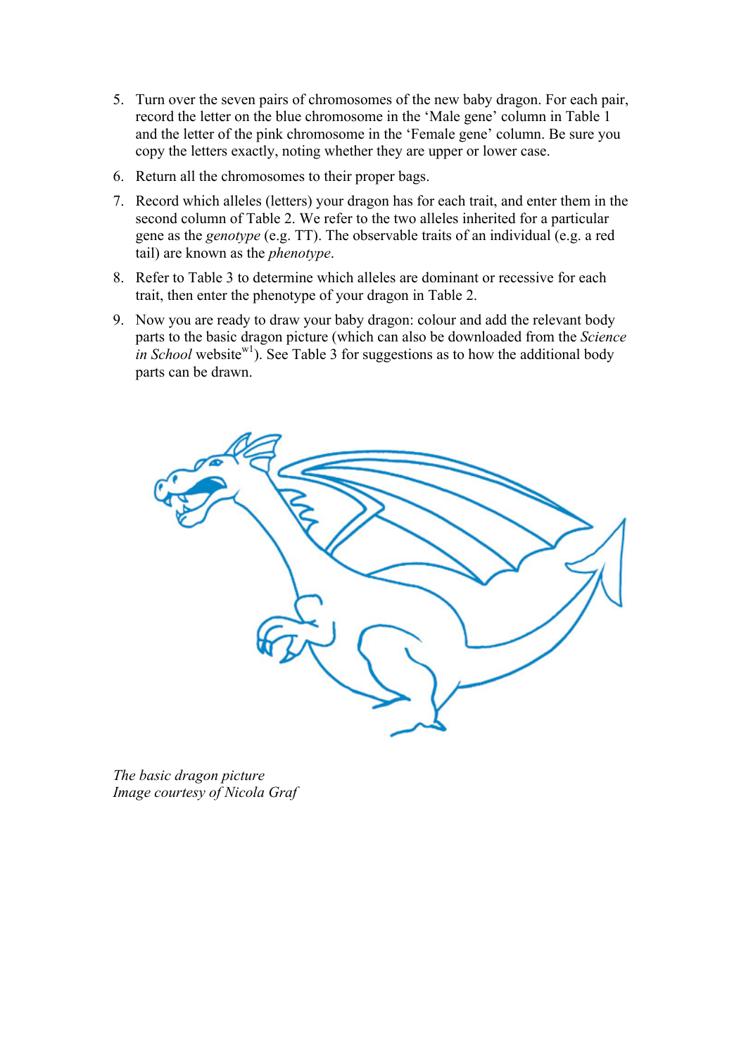5. Turn over the seven pairs of chromosomes of the new baby dragon. For each pair, record the letter on the blue chromosome in the 'Male gene' column in Table 1 and the letter of the pink chromosome in the 'Female gene' column. Be sure you copy the letters exactly, noting whether they are upper or lower case.
6. Return all the chromosomes to their proper bags.
7. Record which alleles (letters) your dragon has for each trait, and enter them in the second column of Table 2. We refer to the two alleles inherited for a particular gene as the *genotype* (e.g. TT). The observable traits of an individual (e.g. a red tail) are known as the *phenotype*.
8. Refer to Table 3 to determine which alleles are dominant or recessive for each trait, then enter the phenotype of your dragon in Table 2.
9. Now you are ready to draw your baby dragon: colour and add the relevant body parts to the basic dragon picture (which can also be downloaded from the *Science in School* website[w1]). See Table 3 for suggestions as to how the additional body parts can be drawn.

*The basic dragon picture*
*Image courtesy of Nicola Graf*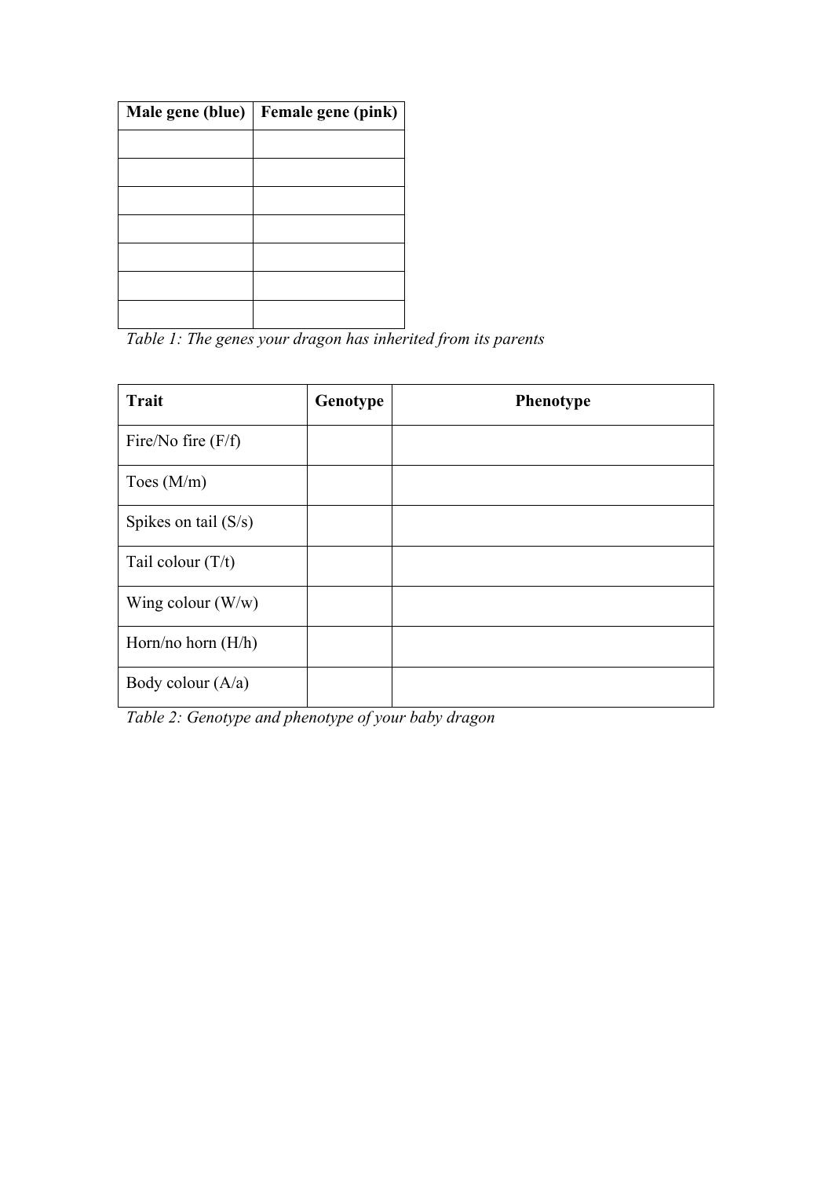| Male gene (blue) | Female gene (pink) |
| --- | --- |
| | |
| | |
| | |
| | |
| | |
| | |
| | |

*Table 1: The genes your dragon has inherited from its parents*

| Trait | Genotype | Phenotype |
| --- | --- | --- |
| Fire/No fire (F/f) | | |
| Toes (M/m) | | |
| Spikes on tail (S/s) | | |
| Tail colour (T/t) | | |
| Wing colour (W/w) | | |
| Horn/no horn (H/h) | | |
| Body colour (A/a) | | |

*Table 2: Genotype and phenotype of your baby dragon*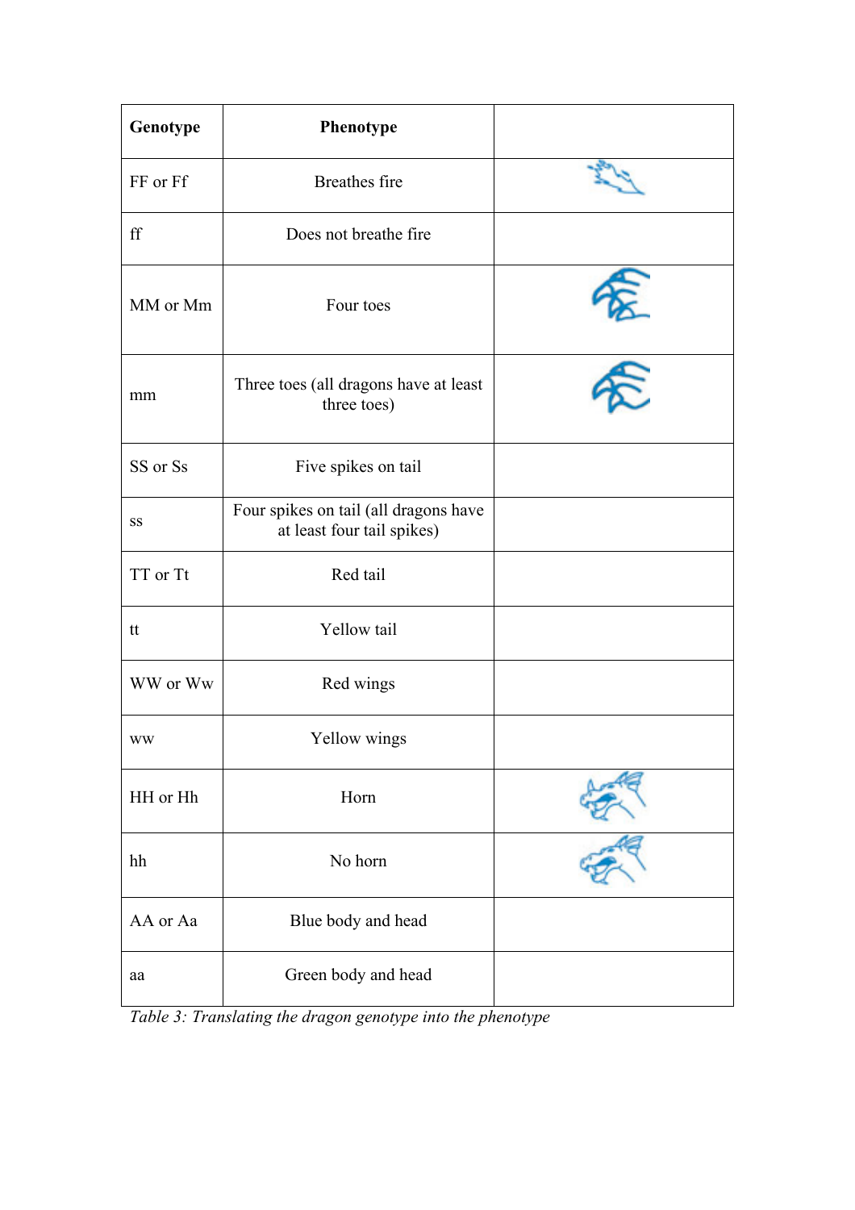| Genotype | Phenotype | |
|---|---|---|
| FF or Ff | Breathes fire | |
| ff | Does not breathe fire | |
| MM or Mm | Four toes | |
| mm | Three toes (all dragons have at least three toes) | |
| SS or Ss | Five spikes on tail | |
| ss | Four spikes on tail (all dragons have at least four tail spikes) | |
| TT or Tt | Red tail | |
| tt | Yellow tail | |
| WW or Ww | Red wings | |
| ww | Yellow wings | |
| HH or Hh | Horn | |
| hh | No horn | |
| AA or Aa | Blue body and head | |
| aa | Green body and head | |

*Table 3: Translating the dragon genotype into the phenotype*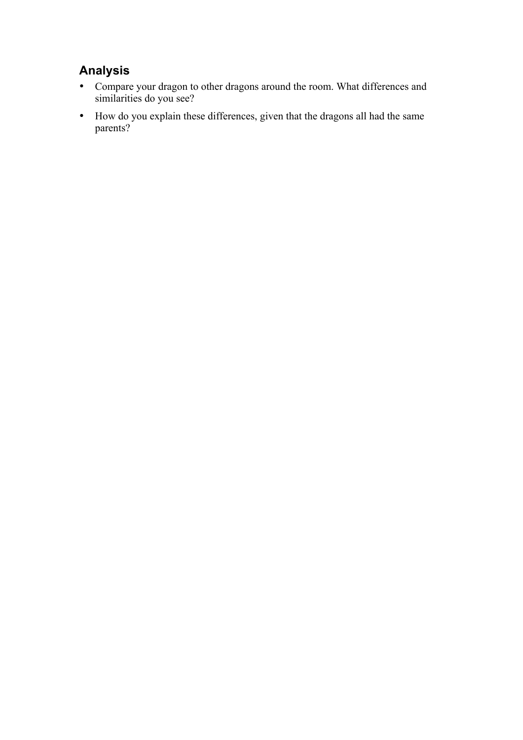## Analysis

- Compare your dragon to other dragons around the room. What differences and similarities do you see?
- How do you explain these differences, given that the dragons all had the same parents?